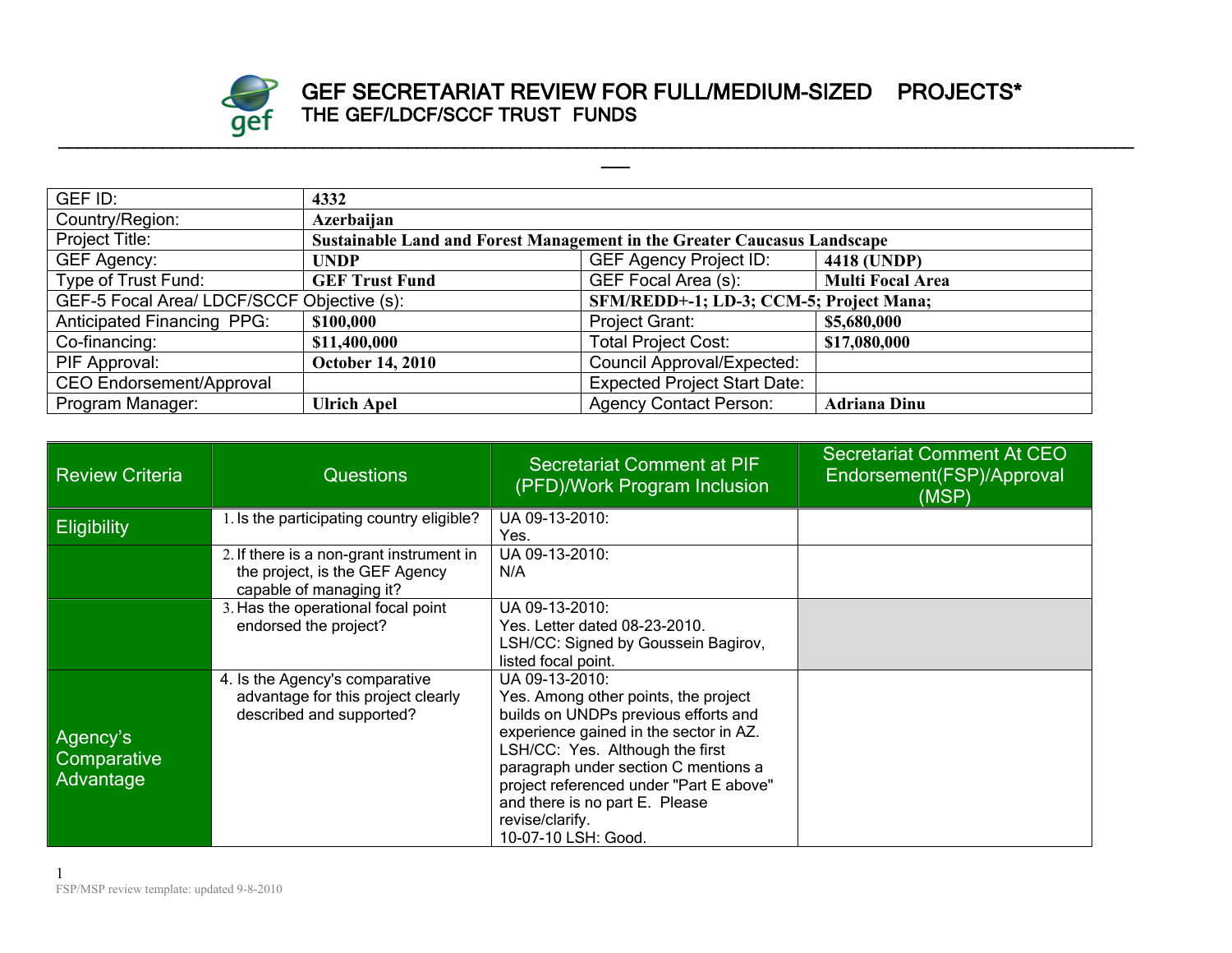# GEF SECRETARIAT REVIEW FOR FULL/MEDIUM-SIZED PROJECTS*
## THE GEF/LDCF/SCCF TRUST FUNDS

| GEF ID: | **4332** | | |
|---|---|---|---|
| Country/Region: | **Azerbaijan** | | |
| Project Title: | **Sustainable Land and Forest Management in the Greater Caucasus Landscape** | | |
| GEF Agency: | **UNDP** | GEF Agency Project ID: | **4418 (UNDP)** |
| Type of Trust Fund: | **GEF Trust Fund** | GEF Focal Area (s): | **Multi Focal Area** |
| GEF-5 Focal Area/ LDCF/SCCF Objective (s): | | **SFM/REDD+-1; LD-3; CCM-5; Project Mana;** | |
| Anticipated Financing PPG: | **$100,000** | Project Grant: | **$5,680,000** |
| Co-financing: | **$11,400,000** | Total Project Cost: | **$17,080,000** |
| PIF Approval: | **October 14, 2010** | Council Approval/Expected: | |
| CEO Endorsement/Approval | | Expected Project Start Date: | |
| Program Manager: | **Ulrich Apel** | Agency Contact Person: | **Adriana Dinu** |

| Review Criteria | Questions | Secretariat Comment at PIF (PFD)/Work Program Inclusion | Secretariat Comment At CEO Endorsement(FSP)/Approval (MSP) |
|---|---|---|---|
| Eligibility | 1. Is the participating country eligible? | UA 09-13-2010:<br>Yes. | |
| | 2. If there is a non-grant instrument in the project, is the GEF Agency capable of managing it? | UA 09-13-2010:<br>N/A | |
| | 3. Has the operational focal point endorsed the project? | UA 09-13-2010:<br>Yes. Letter dated 08-23-2010.<br>LSH/CC: Signed by Goussein Bagirov, listed focal point. | |
| Agency's Comparative Advantage | 4. Is the Agency's comparative advantage for this project clearly described and supported? | UA 09-13-2010:<br>Yes. Among other points, the project builds on UNDPs previous efforts and experience gained in the sector in AZ.<br>LSH/CC: Yes. Although the first paragraph under section C mentions a project referenced under "Part E above" and there is no part E. Please revise/clarify.<br>10-07-10 LSH: Good. | |

FSP/MSP review template: updated 9-8-2010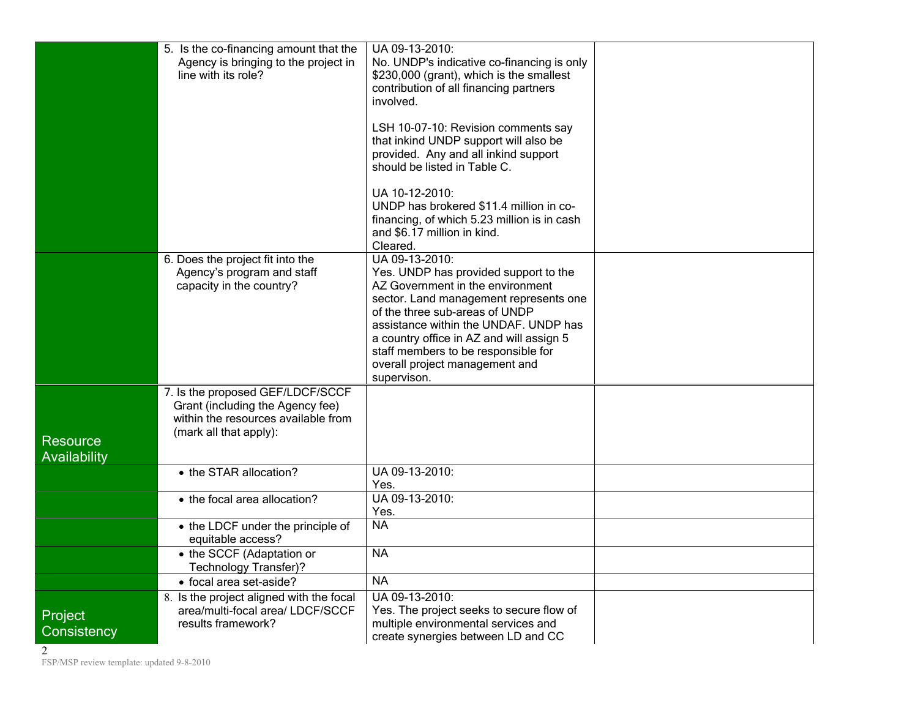| | | | |
|---|---|---|---|
| | 5. Is the co-financing amount that the Agency is bringing to the project in line with its role? | UA 09-13-2010:<br>No. UNDP's indicative co-financing is only $230,000 (grant), which is the smallest contribution of all financing partners involved.<br><br>LSH 10-07-10: Revision comments say that inkind UNDP support will also be provided. Any and all inkind support should be listed in Table C.<br><br>UA 10-12-2010:<br>UNDP has brokered $11.4 million in co-financing, of which 5.23 million is in cash and $6.17 million in kind.<br>Cleared. | |
| | 6. Does the project fit into the Agency's program and staff capacity in the country? | UA 09-13-2010:<br>Yes. UNDP has provided support to the AZ Government in the environment sector. Land management represents one of the three sub-areas of UNDP assistance within the UNDAF. UNDP has a country office in AZ and will assign 5 staff members to be responsible for overall project management and supervison. | |
| Resource Availability | 7. Is the proposed GEF/LDCF/SCCF Grant (including the Agency fee) within the resources available from (mark all that apply): | | |
| | • the STAR allocation? | UA 09-13-2010:<br>Yes. | |
| | • the focal area allocation? | UA 09-13-2010:<br>Yes. | |
| | • the LDCF under the principle of equitable access? | NA | |
| | • the SCCF (Adaptation or Technology Transfer)? | NA | |
| | • focal area set-aside? | NA | |
| Project Consistency | 8. Is the project aligned with the focal area/multi-focal area/ LDCF/SCCF results framework? | UA 09-13-2010:<br>Yes. The project seeks to secure flow of multiple environmental services and create synergies between LD and CC | |

FSP/MSP review template: updated 9-8-2010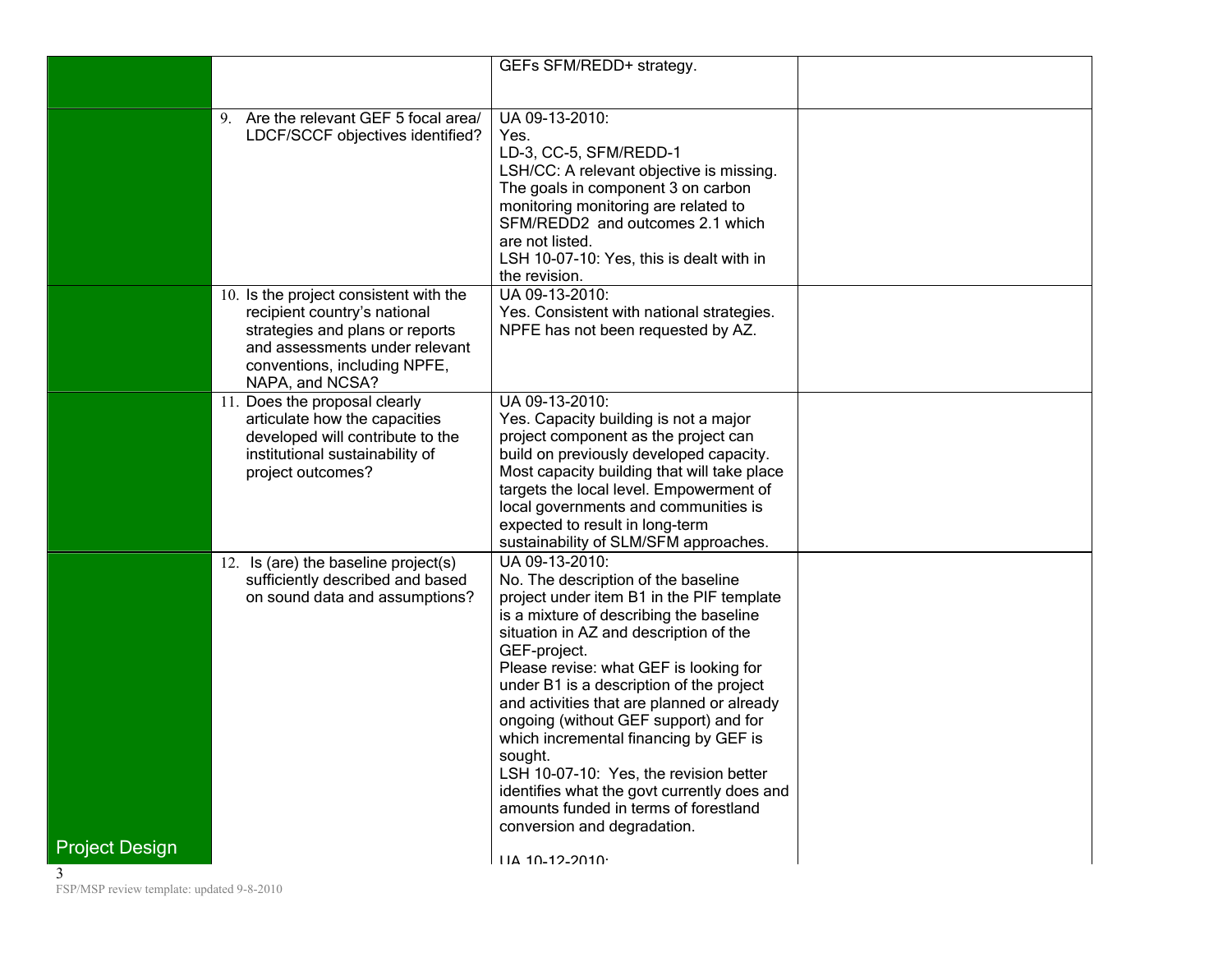| | | | |
|---|---|---|---|
| | | GEFs SFM/REDD+ strategy. | |
| | 9. Are the relevant GEF 5 focal area/ LDCF/SCCF objectives identified? | UA 09-13-2010:<br>Yes.<br>LD-3, CC-5, SFM/REDD-1<br>LSH/CC: A relevant objective is missing. The goals in component 3 on carbon monitoring monitoring are related to SFM/REDD2 and outcomes 2.1 which are not listed.<br>LSH 10-07-10: Yes, this is dealt with in the revision. | |
| | 10. Is the project consistent with the recipient country's national strategies and plans or reports and assessments under relevant conventions, including NPFE, NAPA, and NCSA? | UA 09-13-2010:<br>Yes. Consistent with national strategies. NPFE has not been requested by AZ. | |
| | 11. Does the proposal clearly articulate how the capacities developed will contribute to the institutional sustainability of project outcomes? | UA 09-13-2010:<br>Yes. Capacity building is not a major project component as the project can build on previously developed capacity. Most capacity building that will take place targets the local level. Empowerment of local governments and communities is expected to result in long-term sustainability of SLM/SFM approaches. | |
| Project Design | 12. Is (are) the baseline project(s) sufficiently described and based on sound data and assumptions? | UA 09-13-2010:<br>No. The description of the baseline project under item B1 in the PIF template is a mixture of describing the baseline situation in AZ and description of the GEF-project.<br>Please revise: what GEF is looking for under B1 is a description of the project and activities that are planned or already ongoing (without GEF support) and for which incremental financing by GEF is sought.<br>LSH 10-07-10: Yes, the revision better identifies what the govt currently does and amounts funded in terms of forestland conversion and degradation.<br><br>UA 10-12-2010: | |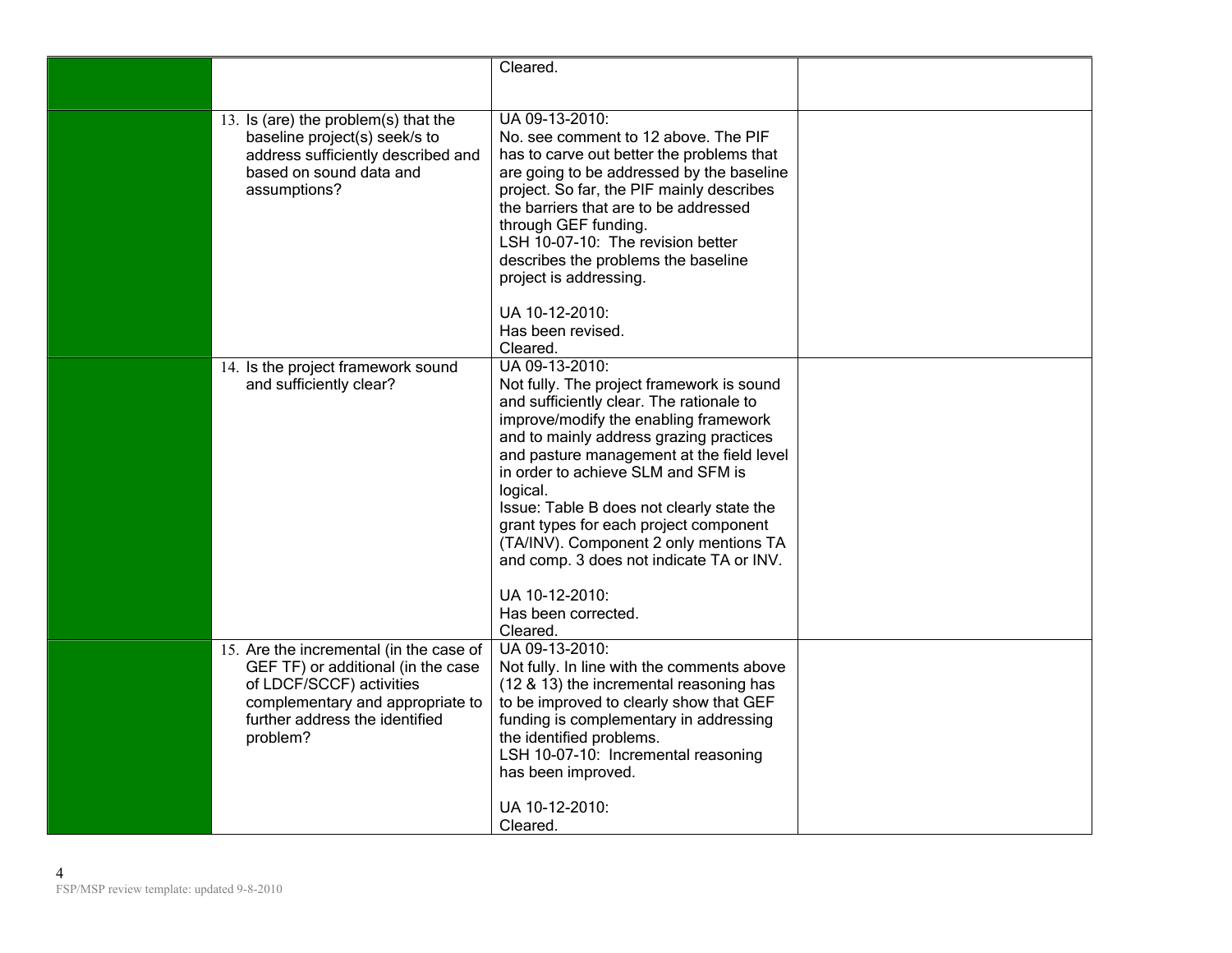| | | | |
|---|---|---|---|
| | | Cleared. | |
| | 13. Is (are) the problem(s) that the baseline project(s) seek/s to address sufficiently described and based on sound data and assumptions? | UA 09-13-2010:<br>No. see comment to 12 above. The PIF has to carve out better the problems that are going to be addressed by the baseline project. So far, the PIF mainly describes the barriers that are to be addressed through GEF funding.<br>LSH 10-07-10: The revision better describes the problems the baseline project is addressing.<br><br>UA 10-12-2010:<br>Has been revised.<br>Cleared. | |
| | 14. Is the project framework sound and sufficiently clear? | UA 09-13-2010:<br>Not fully. The project framework is sound and sufficiently clear. The rationale to improve/modify the enabling framework and to mainly address grazing practices and pasture management at the field level in order to achieve SLM and SFM is logical.<br>Issue: Table B does not clearly state the grant types for each project component (TA/INV). Component 2 only mentions TA and comp. 3 does not indicate TA or INV.<br><br>UA 10-12-2010:<br>Has been corrected.<br>Cleared. | |
| | 15. Are the incremental (in the case of GEF TF) or additional (in the case of LDCF/SCCF) activities complementary and appropriate to further address the identified problem? | UA 09-13-2010:<br>Not fully. In line with the comments above (12 & 13) the incremental reasoning has to be improved to clearly show that GEF funding is complementary in addressing the identified problems.<br>LSH 10-07-10: Incremental reasoning has been improved.<br><br>UA 10-12-2010:<br>Cleared. | |

FSP/MSP review template: updated 9-8-2010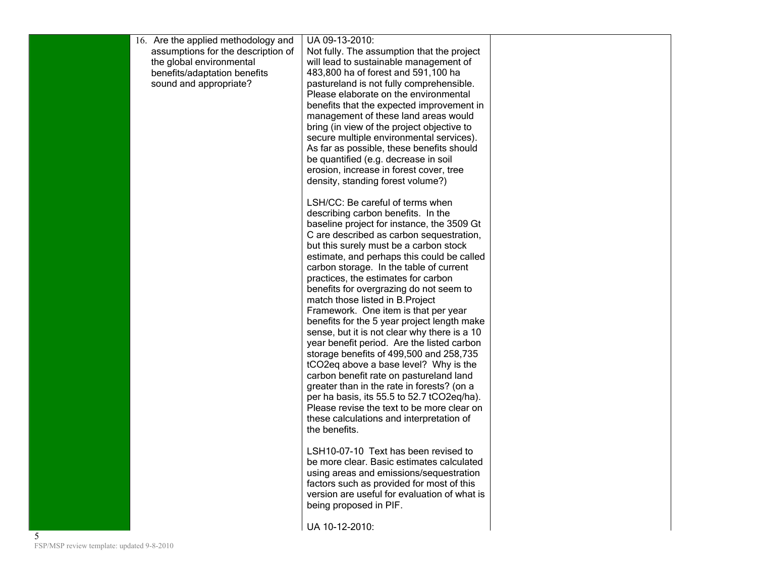| | | | |
|---|---|---|---|
| | 16. Are the applied methodology and assumptions for the description of the global environmental benefits/adaptation benefits sound and appropriate? | UA 09-13-2010:<br>Not fully. The assumption that the project will lead to sustainable management of 483,800 ha of forest and 591,100 ha pastureland is not fully comprehensible. Please elaborate on the environmental benefits that the expected improvement in management of these land areas would bring (in view of the project objective to secure multiple environmental services). As far as possible, these benefits should be quantified (e.g. decrease in soil erosion, increase in forest cover, tree density, standing forest volume?)<br><br>LSH/CC: Be careful of terms when describing carbon benefits. In the baseline project for instance, the 3509 Gt C are described as carbon sequestration, but this surely must be a carbon stock estimate, and perhaps this could be called carbon storage. In the table of current practices, the estimates for carbon benefits for overgrazing do not seem to match those listed in B.Project Framework. One item is that per year benefits for the 5 year project length make sense, but it is not clear why there is a 10 year benefit period. Are the listed carbon storage benefits of 499,500 and 258,735 $tCO_2eq$ above a base level? Why is the carbon benefit rate on pastureland land greater than in the rate in forests? (on a per ha basis, its 55.5 to 52.7 $tCO_2eq$/ha). Please revise the text to be more clear on these calculations and interpretation of the benefits.<br><br>LSH10-07-10 Text has been revised to be more clear. Basic estimates calculated using areas and emissions/sequestration factors such as provided for most of this version are useful for evaluation of what is being proposed in PIF.<br><br>UA 10-12-2010: | |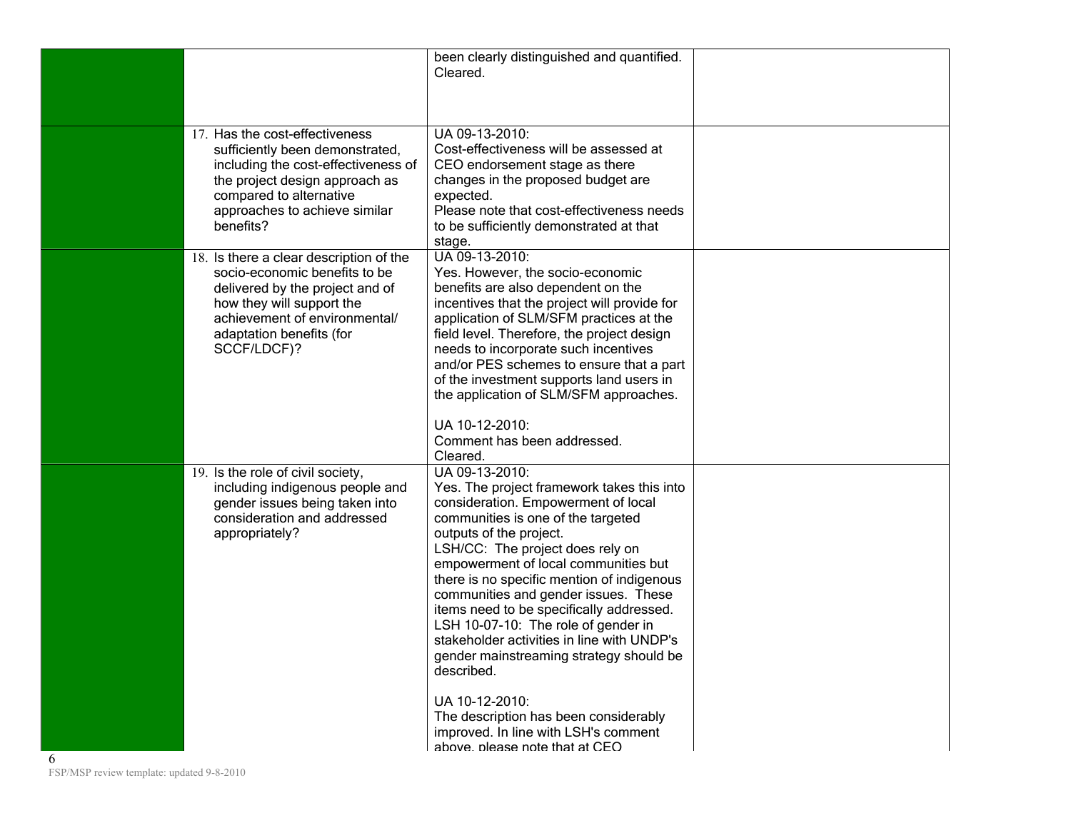| | | | |
|---|---|---|---|
| | | been clearly distinguished and quantified.<br>Cleared. | |
| | 17. Has the cost-effectiveness sufficiently been demonstrated, including the cost-effectiveness of the project design approach as compared to alternative approaches to achieve similar benefits? | UA 09-13-2010:<br>Cost-effectiveness will be assessed at CEO endorsement stage as there changes in the proposed budget are expected.<br>Please note that cost-effectiveness needs to be sufficiently demonstrated at that stage. | |
| | 18. Is there a clear description of the socio-economic benefits to be delivered by the project and of how they will support the achievement of environmental/ adaptation benefits (for SCCF/LDCF)? | UA 09-13-2010:<br>Yes. However, the socio-economic benefits are also dependent on the incentives that the project will provide for application of SLM/SFM practices at the field level. Therefore, the project design needs to incorporate such incentives and/or PES schemes to ensure that a part of the investment supports land users in the application of SLM/SFM approaches.<br><br>UA 10-12-2010:<br>Comment has been addressed.<br>Cleared. | |
| | 19. Is the role of civil society, including indigenous people and gender issues being taken into consideration and addressed appropriately? | UA 09-13-2010:<br>Yes. The project framework takes this into consideration. Empowerment of local communities is one of the targeted outputs of the project.<br>LSH/CC: The project does rely on empowerment of local communities but there is no specific mention of indigenous communities and gender issues. These items need to be specifically addressed.<br>LSH 10-07-10: The role of gender in stakeholder activities in line with UNDP's gender mainstreaming strategy should be described.<br><br>UA 10-12-2010:<br>The description has been considerably improved. In line with LSH's comment above, please note that at CEO | |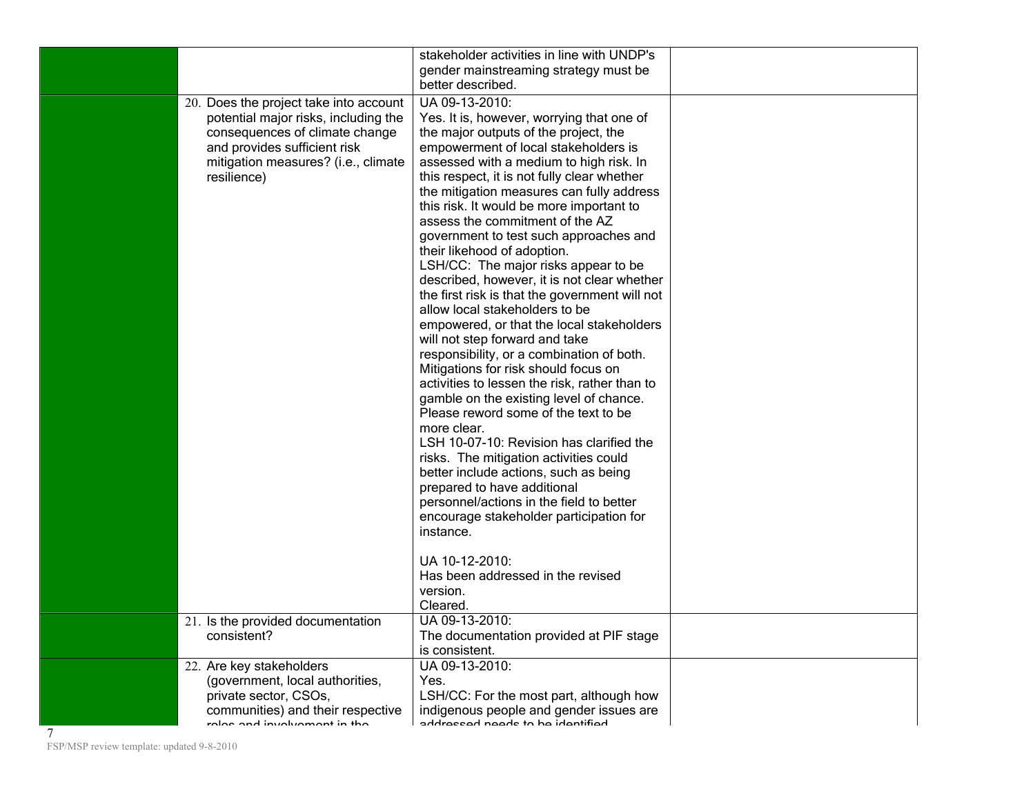| | | | |
|---|---|---|---|
| | | stakeholder activities in line with UNDP's gender mainstreaming strategy must be better described. | |
| | 20. Does the project take into account potential major risks, including the consequences of climate change and provides sufficient risk mitigation measures? (i.e., climate resilience) | UA 09-13-2010:<br>Yes. It is, however, worrying that one of the major outputs of the project, the empowerment of local stakeholders is assessed with a medium to high risk. In this respect, it is not fully clear whether the mitigation measures can fully address this risk. It would be more important to assess the commitment of the AZ government to test such approaches and their likehood of adoption.<br>LSH/CC: The major risks appear to be described, however, it is not clear whether the first risk is that the government will not allow local stakeholders to be empowered, or that the local stakeholders will not step forward and take responsibility, or a combination of both. Mitigations for risk should focus on activities to lessen the risk, rather than to gamble on the existing level of chance. Please reword some of the text to be more clear.<br>LSH 10-07-10: Revision has clarified the risks. The mitigation activities could better include actions, such as being prepared to have additional personnel/actions in the field to better encourage stakeholder participation for instance.<br><br>UA 10-12-2010:<br>Has been addressed in the revised version.<br>Cleared. | |
| | 21. Is the provided documentation consistent? | UA 09-13-2010:<br>The documentation provided at PIF stage is consistent. | |
| | 22. Are key stakeholders (government, local authorities, private sector, CSOs, communities) and their respective roles and involvement in the | UA 09-13-2010:<br>Yes.<br>LSH/CC: For the most part, although how indigenous people and gender issues are addressed needs to be identified | |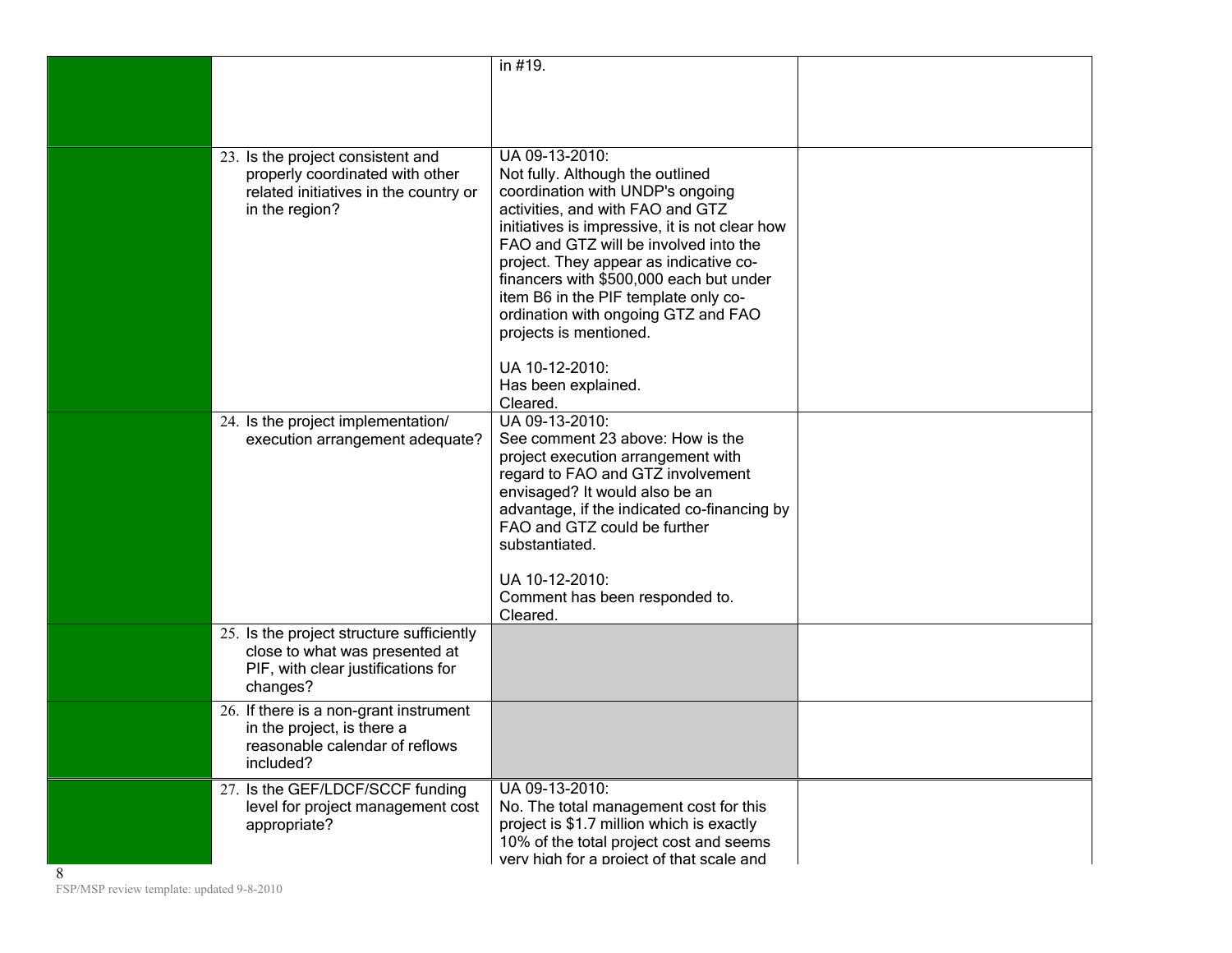| | | | |
|---|---|---|---|
| | | in #19. | |
| | 23. Is the project consistent and properly coordinated with other related initiatives in the country or in the region? | UA 09-13-2010:<br>Not fully. Although the outlined coordination with UNDP's ongoing activities, and with FAO and GTZ initiatives is impressive, it is not clear how FAO and GTZ will be involved into the project. They appear as indicative co-financers with $500,000 each but under item B6 in the PIF template only co-ordination with ongoing GTZ and FAO projects is mentioned.<br><br>UA 10-12-2010:<br>Has been explained.<br>Cleared. | |
| | 24. Is the project implementation/ execution arrangement adequate? | UA 09-13-2010:<br>See comment 23 above: How is the project execution arrangement with regard to FAO and GTZ involvement envisaged? It would also be an advantage, if the indicated co-financing by FAO and GTZ could be further substantiated.<br><br>UA 10-12-2010:<br>Comment has been responded to.<br>Cleared. | |
| | 25. Is the project structure sufficiently close to what was presented at PIF, with clear justifications for changes? | | |
| | 26. If there is a non-grant instrument in the project, is there a reasonable calendar of reflows included? | | |
| | 27. Is the GEF/LDCF/SCCF funding level for project management cost appropriate? | UA 09-13-2010:<br>No. The total management cost for this project is $1.7 million which is exactly 10% of the total project cost and seems very high for a project of that scale and | |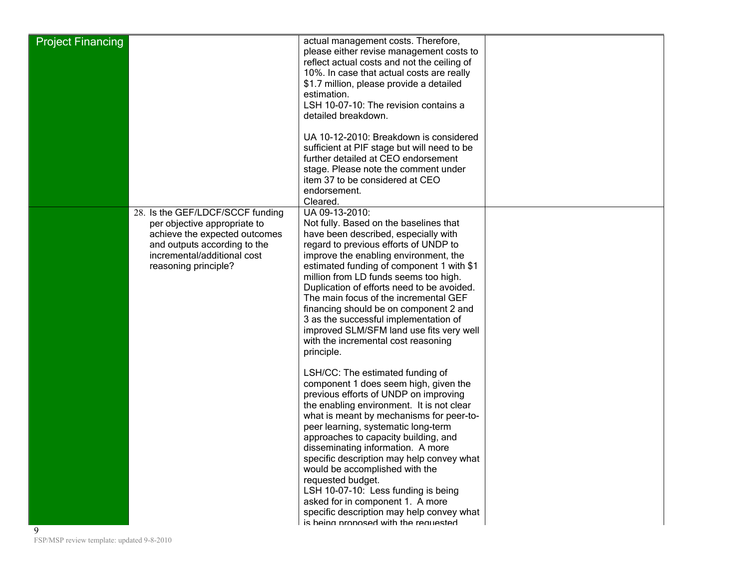| Project Financing | | actual management costs. Therefore, please either revise management costs to reflect actual costs and not the ceiling of 10%. In case that actual costs are really $1.7 million, please provide a detailed estimation.<br>LSH 10-07-10: The revision contains a detailed breakdown.<br><br>UA 10-12-2010: Breakdown is considered sufficient at PIF stage but will need to be further detailed at CEO endorsement stage. Please note the comment under item 37 to be considered at CEO endorsement.<br>Cleared. | |
|---|---|---|---|
| | 28. Is the GEF/LDCF/SCCF funding per objective appropriate to achieve the expected outcomes and outputs according to the incremental/additional cost reasoning principle? | UA 09-13-2010:<br>Not fully. Based on the baselines that have been described, especially with regard to previous efforts of UNDP to improve the enabling environment, the estimated funding of component 1 with $1 million from LD funds seems too high. Duplication of efforts need to be avoided. The main focus of the incremental GEF financing should be on component 2 and 3 as the successful implementation of improved SLM/SFM land use fits very well with the incremental cost reasoning principle.<br><br>LSH/CC: The estimated funding of component 1 does seem high, given the previous efforts of UNDP on improving the enabling environment. It is not clear what is meant by mechanisms for peer-to-peer learning, systematic long-term approaches to capacity building, and disseminating information. A more specific description may help convey what would be accomplished with the requested budget.<br>LSH 10-07-10: Less funding is being asked for in component 1. A more specific description may help convey what is being proposed with the requested | |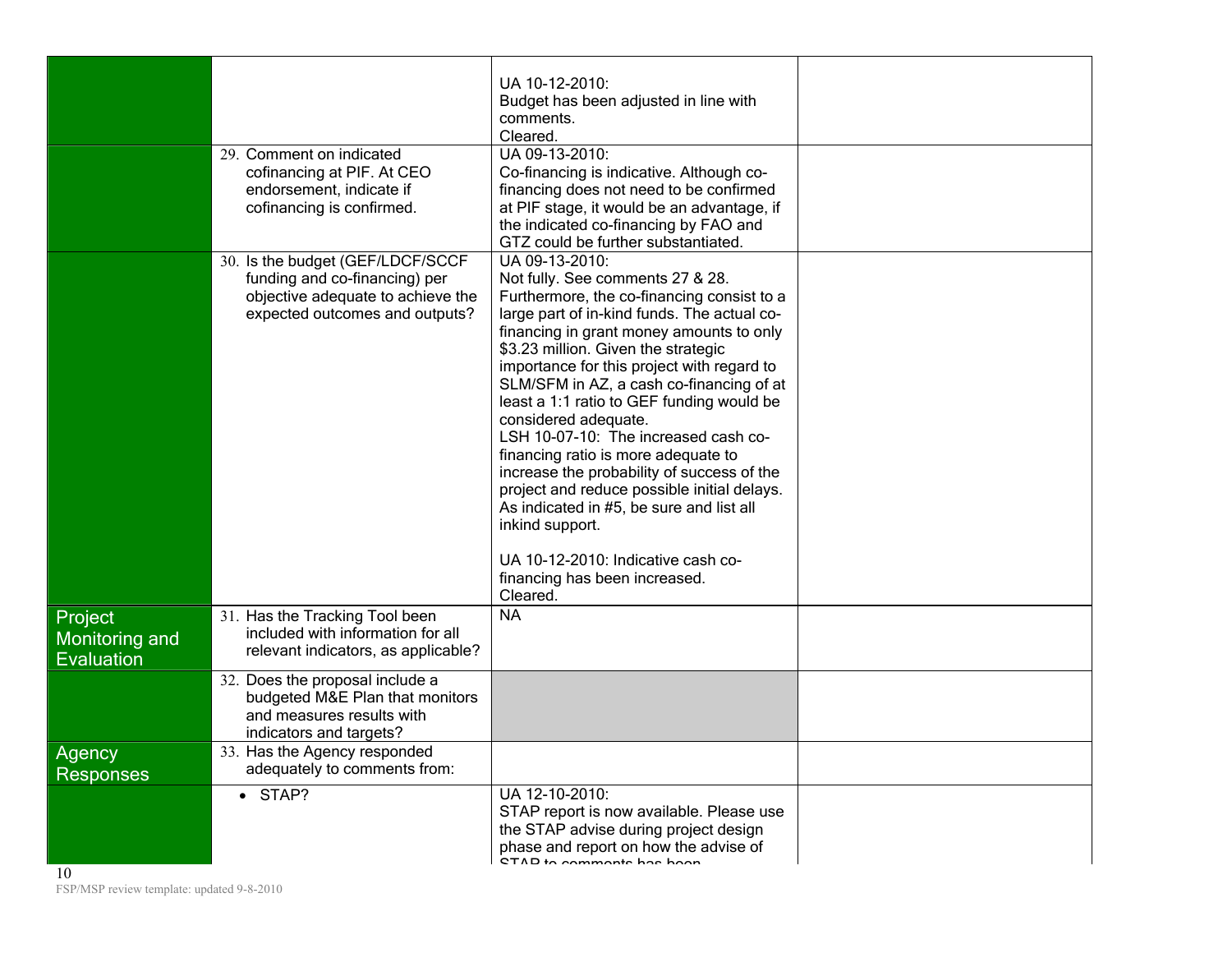| | | | |
|---|---|---|---|
| | | UA 10-12-2010:<br>Budget has been adjusted in line with comments.<br>Cleared. | |
| | 29. Comment on indicated cofinancing at PIF. At CEO endorsement, indicate if cofinancing is confirmed. | UA 09-13-2010:<br>Co-financing is indicative. Although co-financing does not need to be confirmed at PIF stage, it would be an advantage, if the indicated co-financing by FAO and GTZ could be further substantiated. | |
| | 30. Is the budget (GEF/LDCF/SCCF funding and co-financing) per objective adequate to achieve the expected outcomes and outputs? | UA 09-13-2010:<br>Not fully. See comments 27 & 28. Furthermore, the co-financing consist to a large part of in-kind funds. The actual co-financing in grant money amounts to only \$3.23 million. Given the strategic importance for this project with regard to SLM/SFM in AZ, a cash co-financing of at least a 1:1 ratio to GEF funding would be considered adequate.<br>LSH 10-07-10: The increased cash co-financing ratio is more adequate to increase the probability of success of the project and reduce possible initial delays. As indicated in #5, be sure and list all inkind support.<br><br>UA 10-12-2010: Indicative cash co-financing has been increased.<br>Cleared. | |
| Project Monitoring and Evaluation | 31. Has the Tracking Tool been included with information for all relevant indicators, as applicable? | NA | |
| | 32. Does the proposal include a budgeted M&E Plan that monitors and measures results with indicators and targets? | | |
| Agency Responses | 33. Has the Agency responded adequately to comments from: | | |
| | • STAP? | UA 12-10-2010:<br>STAP report is now available. Please use the STAP advise during project design phase and report on how the advise of STAP to comments has been | |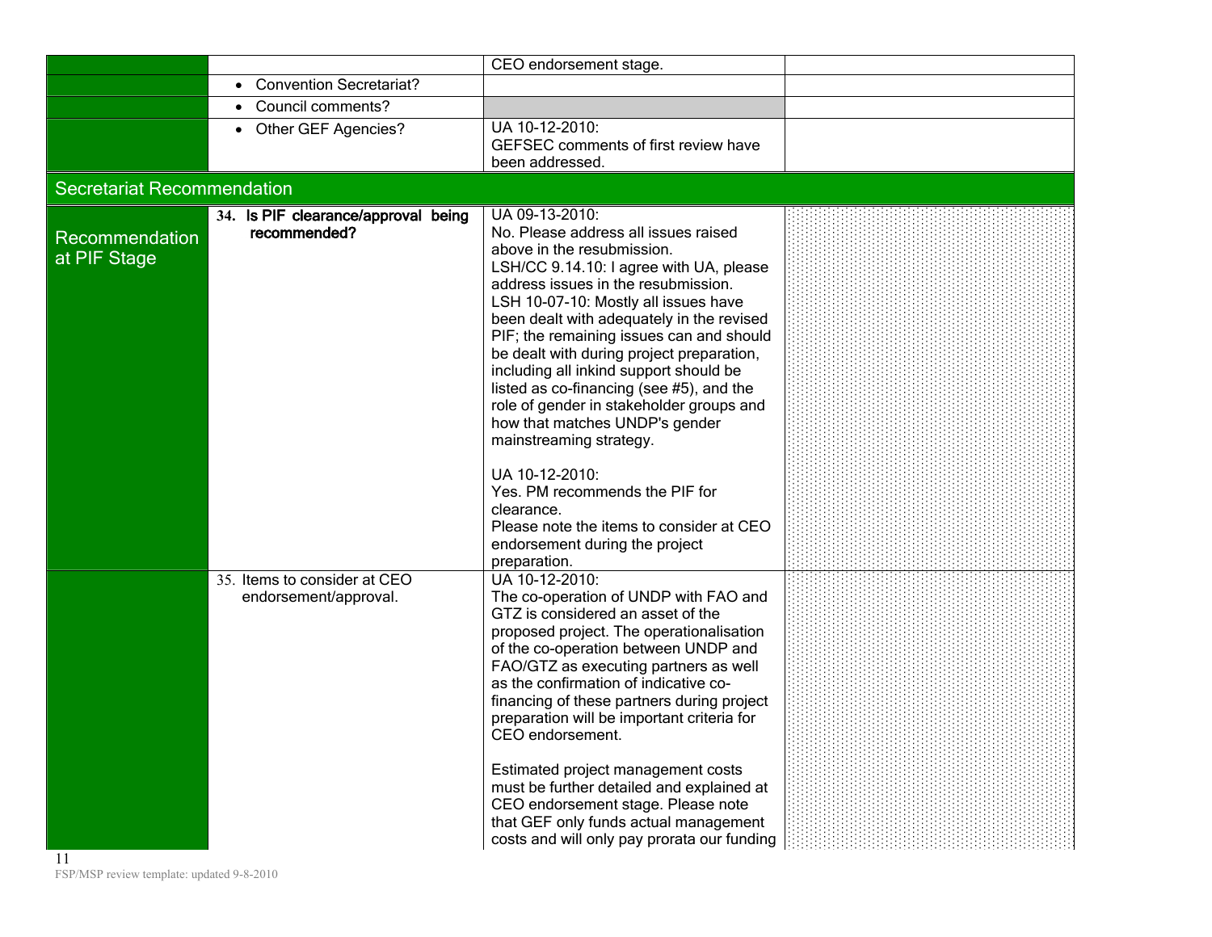| | | | |
|---|---|---|---|
| | | CEO endorsement stage. | |
| | • Convention Secretariat? | | |
| | • Council comments? | | |
| | • Other GEF Agencies? | UA 10-12-2010:<br>GEFSEC comments of first review have been addressed. | |

## Secretariat Recommendation

| | | | |
|---|---|---|---|
| Recommendation at PIF Stage | **34. Is PIF clearance/approval being recommended?** | UA 09-13-2010:<br>No. Please address all issues raised above in the resubmission.<br>LSH/CC 9.14.10: I agree with UA, please address issues in the resubmission.<br>LSH 10-07-10: Mostly all issues have been dealt with adequately in the revised PIF; the remaining issues can and should be dealt with during project preparation, including all inkind support should be listed as co-financing (see #5), and the role of gender in stakeholder groups and how that matches UNDP's gender mainstreaming strategy.<br><br>UA 10-12-2010:<br>Yes. PM recommends the PIF for clearance.<br>Please note the items to consider at CEO endorsement during the project preparation. | |
| | 35. Items to consider at CEO endorsement/approval. | UA 10-12-2010:<br>The co-operation of UNDP with FAO and GTZ is considered an asset of the proposed project. The operationalisation of the co-operation between UNDP and FAO/GTZ as executing partners as well as the confirmation of indicative co-financing of these partners during project preparation will be important criteria for CEO endorsement.<br><br>Estimated project management costs must be further detailed and explained at CEO endorsement stage. Please note that GEF only funds actual management costs and will only pay prorata our funding | |

FSP/MSP review template: updated 9-8-2010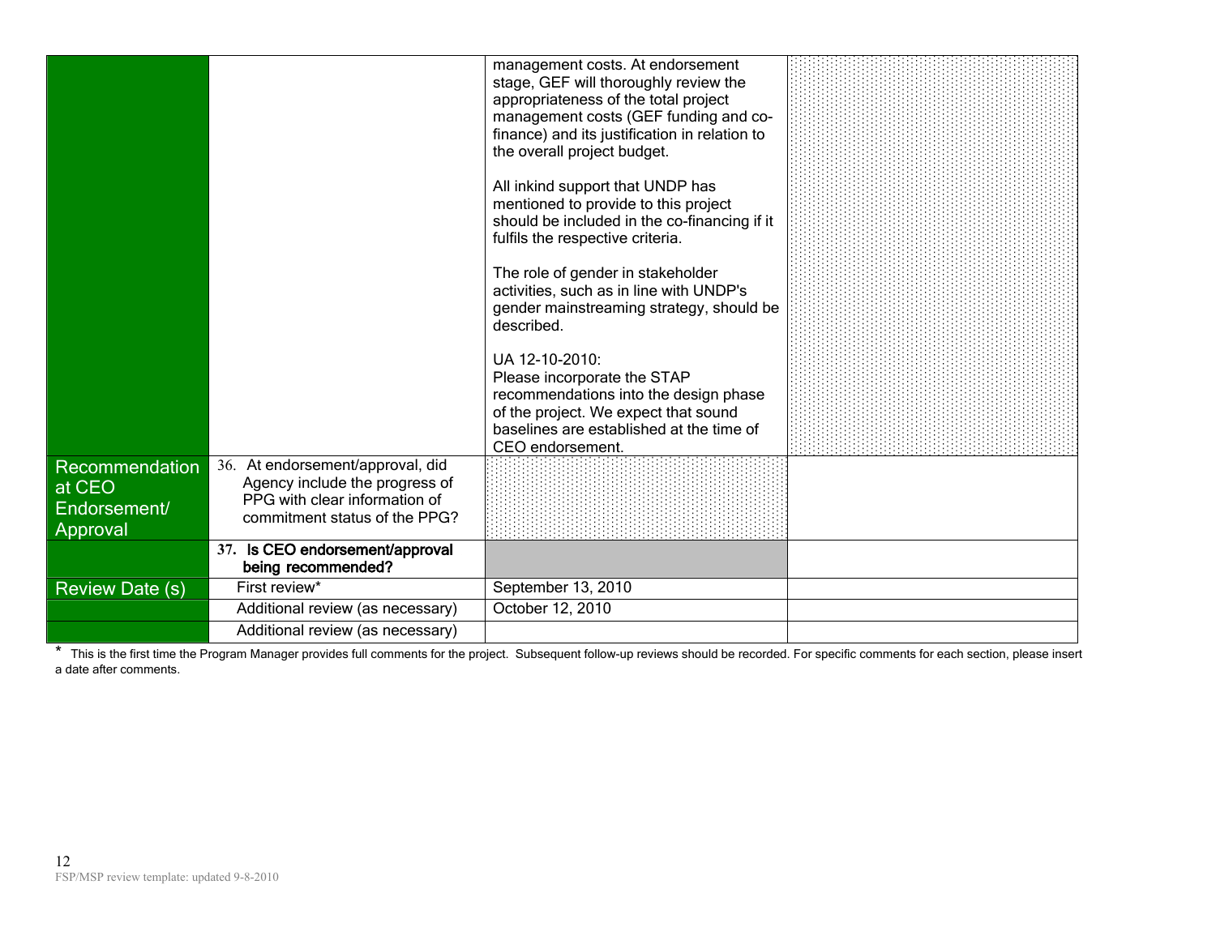| | | | |
|---|---|---|---|
| | | management costs. At endorsement stage, GEF will thoroughly review the appropriateness of the total project management costs (GEF funding and co-finance) and its justification in relation to the overall project budget.<br><br>All inkind support that UNDP has mentioned to provide to this project should be included in the co-financing if it fulfils the respective criteria.<br><br>The role of gender in stakeholder activities, such as in line with UNDP's gender mainstreaming strategy, should be described.<br><br>UA 12-10-2010:<br>Please incorporate the STAP recommendations into the design phase of the project. We expect that sound baselines are established at the time of CEO endorsement. | |
| Recommendation at CEO Endorsement/ Approval | 36. At endorsement/approval, did Agency include the progress of PPG with clear information of commitment status of the PPG? | | |
| | **37. Is CEO endorsement/approval being recommended?** | | |
| Review Date (s) | First review* | September 13, 2010 | |
| | Additional review (as necessary) | October 12, 2010 | |
| | Additional review (as necessary) | | |

\* This is the first time the Program Manager provides full comments for the project. Subsequent follow-up reviews should be recorded. For specific comments for each section, please insert a date after comments.

FSP/MSP review template: updated 9-8-2010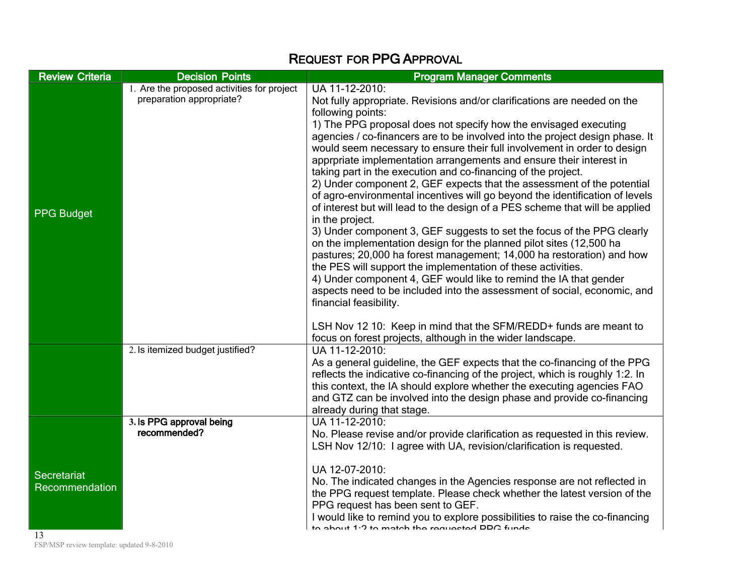## Request for PPG Approval

| Review Criteria | Decision Points | Program Manager Comments |
| --- | --- | --- |
| PPG Budget | 1. Are the proposed activities for project preparation appropriate? | UA 11-12-2010:<br>Not fully appropriate. Revisions and/or clarifications are needed on the following points:<br>1) The PPG proposal does not specify how the envisaged executing agencies / co-financers are to be involved into the project design phase. It would seem necessary to ensure their full involvement in order to design apprpriate implementation arrangements and ensure their interest in taking part in the execution and co-financing of the project.<br>2) Under component 2, GEF expects that the assessment of the potential of agro-environmental incentives will go beyond the identification of levels of interest but will lead to the design of a PES scheme that will be applied in the project.<br>3) Under component 3, GEF suggests to set the focus of the PPG clearly on the implementation design for the planned pilot sites (12,500 ha pastures; 20,000 ha forest management; 14,000 ha restoration) and how the PES will support the implementation of these activities.<br>4) Under component 4, GEF would like to remind the IA that gender aspects need to be included into the assessment of social, economic, and financial feasibility.<br><br>LSH Nov 12 10: Keep in mind that the SFM/REDD+ funds are meant to focus on forest projects, although in the wider landscape. |
| | 2. Is itemized budget justified? | UA 11-12-2010:<br>As a general guideline, the GEF expects that the co-financing of the PPG reflects the indicative co-financing of the project, which is roughly 1:2. In this context, the IA should explore whether the executing agencies FAO and GTZ can be involved into the design phase and provide co-financing already during that stage. |
| Secretariat Recommendation | **3. Is PPG approval being recommended?** | UA 11-12-2010:<br>No. Please revise and/or provide clarification as requested in this review.<br>LSH Nov 12/10: I agree with UA, revision/clarification is requested.<br><br>UA 12-07-2010:<br>No. The indicated changes in the Agencies response are not reflected in the PPG request template. Please check whether the latest version of the PPG request has been sent to GEF.<br>I would like to remind you to explore possibilities to raise the co-financing to about 1:2 to match the requested PPG funds. |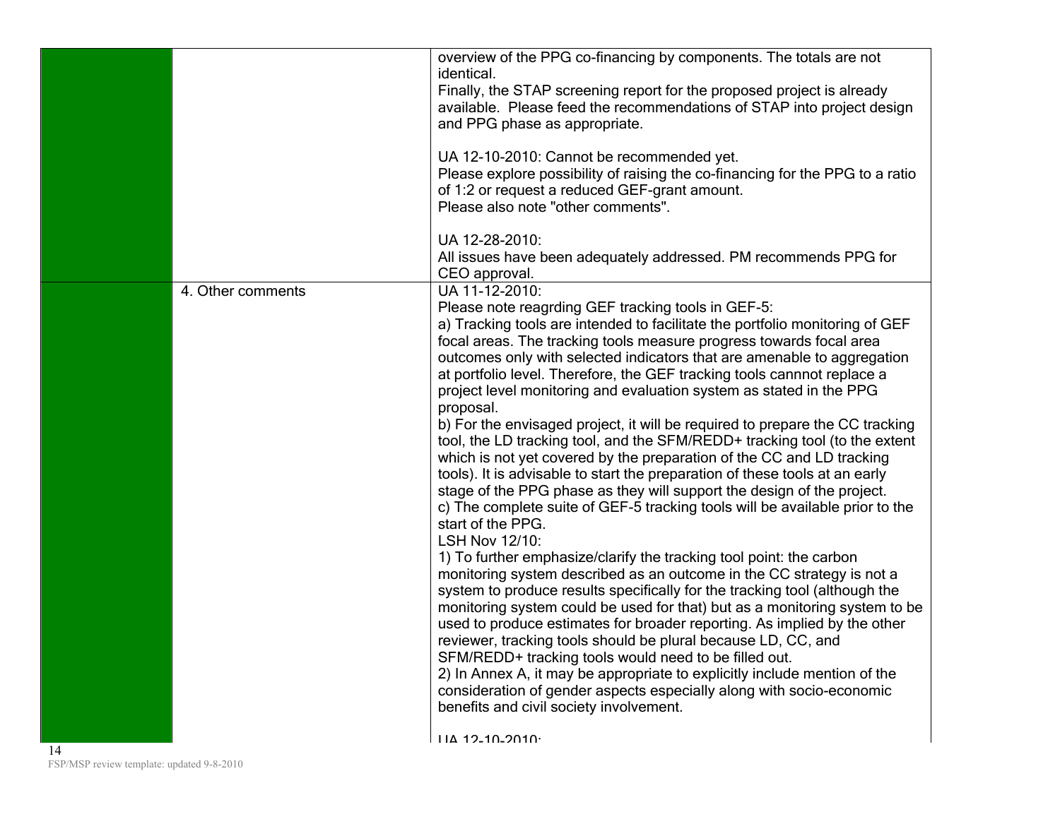| | | |
|---|---|---|
| | | overview of the PPG co-financing by components. The totals are not identical.<br>Finally, the STAP screening report for the proposed project is already available. Please feed the recommendations of STAP into project design and PPG phase as appropriate.<br><br>UA 12-10-2010: Cannot be recommended yet.<br>Please explore possibility of raising the co-financing for the PPG to a ratio of 1:2 or request a reduced GEF-grant amount.<br>Please also note "other comments".<br><br>UA 12-28-2010:<br>All issues have been adequately addressed. PM recommends PPG for CEO approval. |
| | 4. Other comments | UA 11-12-2010:<br>Please note reagrding GEF tracking tools in GEF-5:<br>a) Tracking tools are intended to facilitate the portfolio monitoring of GEF focal areas. The tracking tools measure progress towards focal area outcomes only with selected indicators that are amenable to aggregation at portfolio level. Therefore, the GEF tracking tools cannnot replace a project level monitoring and evaluation system as stated in the PPG proposal.<br>b) For the envisaged project, it will be required to prepare the CC tracking tool, the LD tracking tool, and the SFM/REDD+ tracking tool (to the extent which is not yet covered by the preparation of the CC and LD tracking tools). It is advisable to start the preparation of these tools at an early stage of the PPG phase as they will support the design of the project.<br>c) The complete suite of GEF-5 tracking tools will be available prior to the start of the PPG.<br>LSH Nov 12/10:<br>1) To further emphasize/clarify the tracking tool point: the carbon monitoring system described as an outcome in the CC strategy is not a system to produce results specifically for the tracking tool (although the monitoring system could be used for that) but as a monitoring system to be used to produce estimates for broader reporting. As implied by the other reviewer, tracking tools should be plural because LD, CC, and SFM/REDD+ tracking tools would need to be filled out.<br>2) In Annex A, it may be appropriate to explicitly include mention of the consideration of gender aspects especially along with socio-economic benefits and civil society involvement.<br><br>UA 12-10-2010: |

FSP/MSP review template: updated 9-8-2010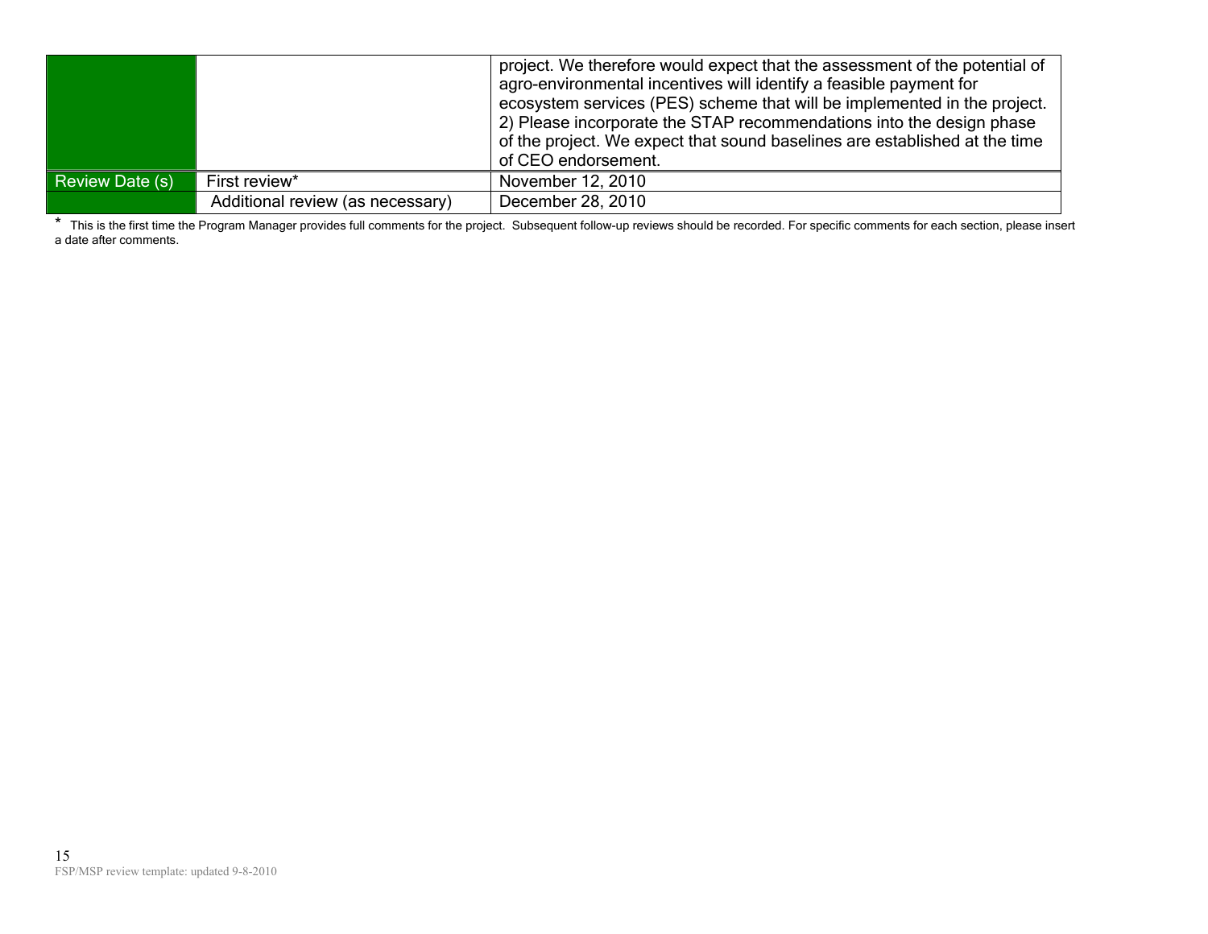| | | |
|---|---|---|
| | | project. We therefore would expect that the assessment of the potential of agro-environmental incentives will identify a feasible payment for ecosystem services (PES) scheme that will be implemented in the project. 2) Please incorporate the STAP recommendations into the design phase of the project. We expect that sound baselines are established at the time of CEO endorsement. |
| Review Date (s) | First review* | November 12, 2010 |
| | Additional review (as necessary) | December 28, 2010 |

\* This is the first time the Program Manager provides full comments for the project. Subsequent follow-up reviews should be recorded. For specific comments for each section, please insert a date after comments.